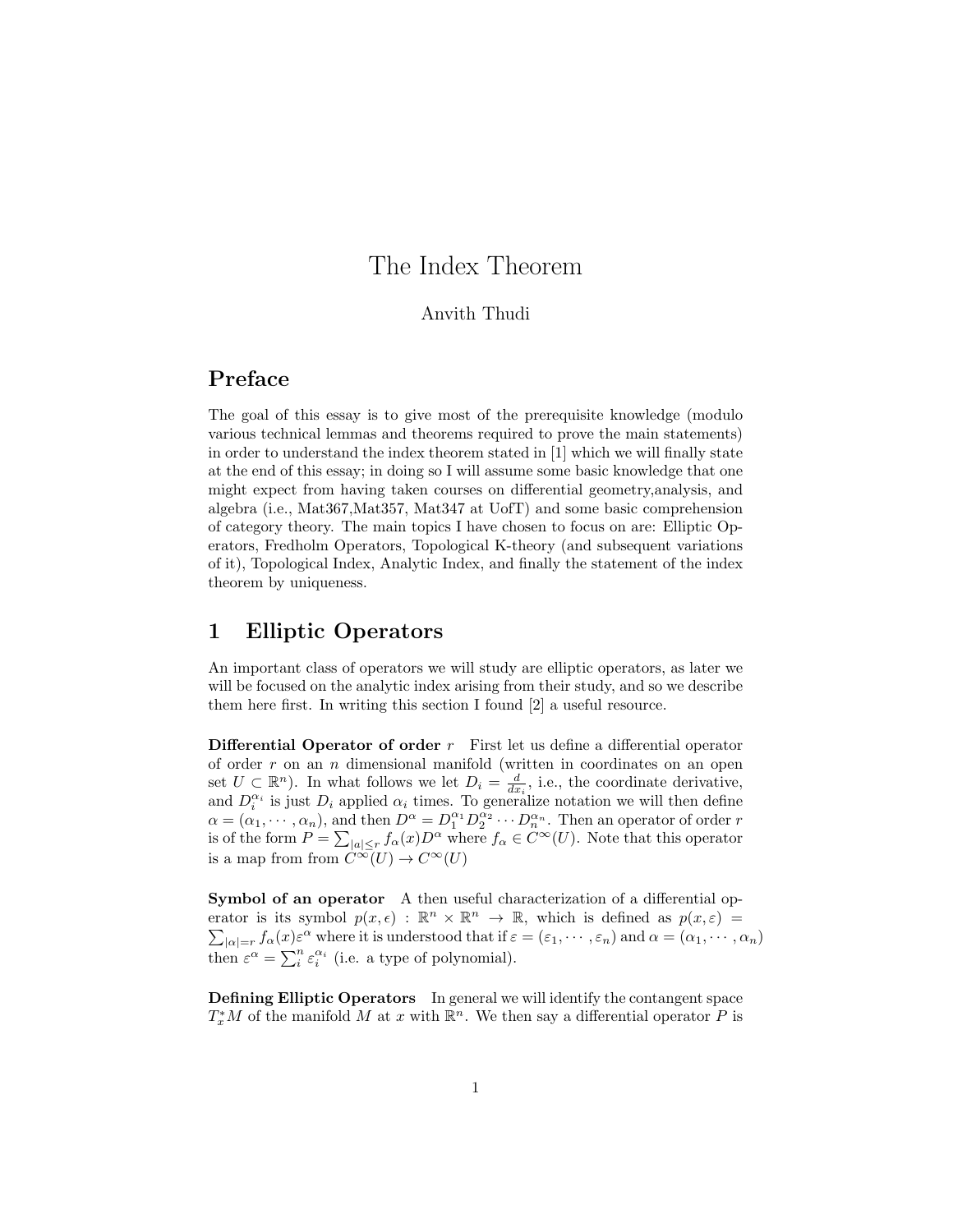# The Index Theorem

Anvith Thudi

## Preface

The goal of this essay is to give most of the prerequisite knowledge (modulo various technical lemmas and theorems required to prove the main statements) in order to understand the index theorem stated in [1] which we will finally state at the end of this essay; in doing so I will assume some basic knowledge that one might expect from having taken courses on differential geometry,analysis, and algebra (i.e., Mat367,Mat357, Mat347 at UofT) and some basic comprehension of category theory. The main topics I have chosen to focus on are: Elliptic Operators, Fredholm Operators, Topological K-theory (and subsequent variations of it), Topological Index, Analytic Index, and finally the statement of the index theorem by uniqueness.

## 1 Elliptic Operators

An important class of operators we will study are elliptic operators, as later we will be focused on the analytic index arising from their study, and so we describe them here first. In writing this section I found [2] a useful resource.

**Differential Operator of order $r$** First let us define a differential operator of order $r$ on an $n$ dimensional manifold (written in coordinates on an open set $U \subset \mathbb{R}^n$). In what follows we let $D_i = \frac{d}{dx_i}$, i.e., the coordinate derivative, and $D_i^{\alpha_i}$ is just $D_i$ applied $\alpha_i$ times. To generalize notation we will then define $\alpha = (\alpha_1, \cdots, \alpha_n)$, and then $D^\alpha = D_1^{\alpha_1} D_2^{\alpha_2} \cdots D_n^{\alpha_n}$. Then an operator of order $r$ is of the form $P = \sum_{|a| \leq r} f_\alpha(x) D^\alpha$ where $f_\alpha \in C^\infty(U)$. Note that this operator is a map from from $C^\infty(U) \to C^\infty(U)$

**Symbol of an operator** A then useful characterization of a differential operator is its symbol $p(x, \epsilon) : \mathbb{R}^n \times \mathbb{R}^n \to \mathbb{R}$, which is defined as $p(x, \varepsilon) = \sum_{|\alpha|=r} f_\alpha(x) \varepsilon^\alpha$ where it is understood that if $\varepsilon = (\varepsilon_1, \cdots, \varepsilon_n)$ and $\alpha = (\alpha_1, \cdots, \alpha_n)$ then $\varepsilon^\alpha = \sum_i^n \varepsilon_i^{\alpha_i}$ (i.e. a type of polynomial).

**Defining Elliptic Operators** In general we will identify the contangent space $T_x^* M$ of the manifold $M$ at $x$ with $\mathbb{R}^n$. We then say a differential operator $P$ is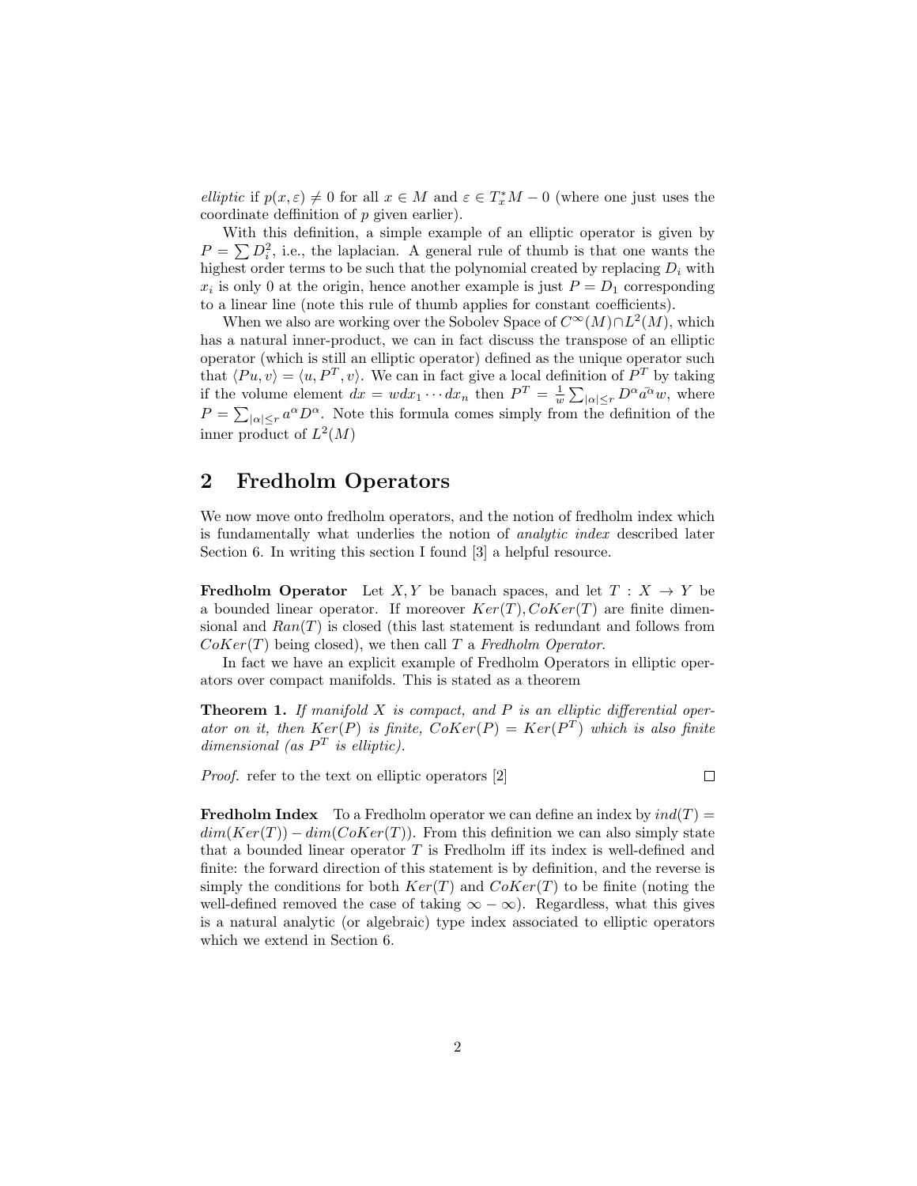*elliptic* if $p(x, \varepsilon) \neq 0$ for all $x \in M$ and $\varepsilon \in T_x^* M - 0$ (where one just uses the coordinate deffinition of $p$ given earlier).

With this definition, a simple example of an elliptic operator is given by $P = \sum D_i^2$, i.e., the laplacian. A general rule of thumb is that one wants the highest order terms to be such that the polynomial created by replacing $D_i$ with $x_i$ is only 0 at the origin, hence another example is just $P = D_1$ corresponding to a linear line (note this rule of thumb applies for constant coefficients).

When we also are working over the Sobolev Space of $C^\infty(M) \cap L^2(M)$, which has a natural inner-product, we can in fact discuss the transpose of an elliptic operator (which is still an elliptic operator) defined as the unique operator such that $\langle Pu, v \rangle = \langle u, P^T, v \rangle$. We can in fact give a local definition of $P^T$ by taking if the volume element $dx = w dx_1 \cdots dx_n$ then $P^T = \frac{1}{w} \sum_{|\alpha| \leq r} D^\alpha \bar{a^\alpha} w$, where $P = \sum_{|\alpha| \leq r} a^\alpha D^\alpha$. Note this formula comes simply from the definition of the inner product of $L^2(M)$

## 2 Fredholm Operators

We now move onto fredholm operators, and the notion of fredholm index which is fundamentally what underlies the notion of *analytic index* described later Section 6. In writing this section I found [3] a helpful resource.

**Fredholm Operator** Let $X, Y$ be banach spaces, and let $T : X \to Y$ be a bounded linear operator. If moreover $Ker(T), CoKer(T)$ are finite dimensional and $Ran(T)$ is closed (this last statement is redundant and follows from $CoKer(T)$ being closed), we then call $T$ a *Fredholm Operator*.

In fact we have an explicit example of Fredholm Operators in elliptic operators over compact manifolds. This is stated as a theorem

**Theorem 1.** *If manifold $X$ is compact, and $P$ is an elliptic differential operator on it, then $Ker(P)$ is finite, $CoKer(P) = Ker(P^T)$ which is also finite dimensional (as $P^T$ is elliptic).*

*Proof.* refer to the text on elliptic operators [2] □

**Fredholm Index** To a Fredholm operator we can define an index by $ind(T) = dim(Ker(T)) - dim(CoKer(T))$. From this definition we can also simply state that a bounded linear operator $T$ is Fredholm iff its index is well-defined and finite: the forward direction of this statement is by definition, and the reverse is simply the conditions for both $Ker(T)$ and $CoKer(T)$ to be finite (noting the well-defined removed the case of taking $\infty - \infty$). Regardless, what this gives is a natural analytic (or algebraic) type index associated to elliptic operators which we extend in Section 6.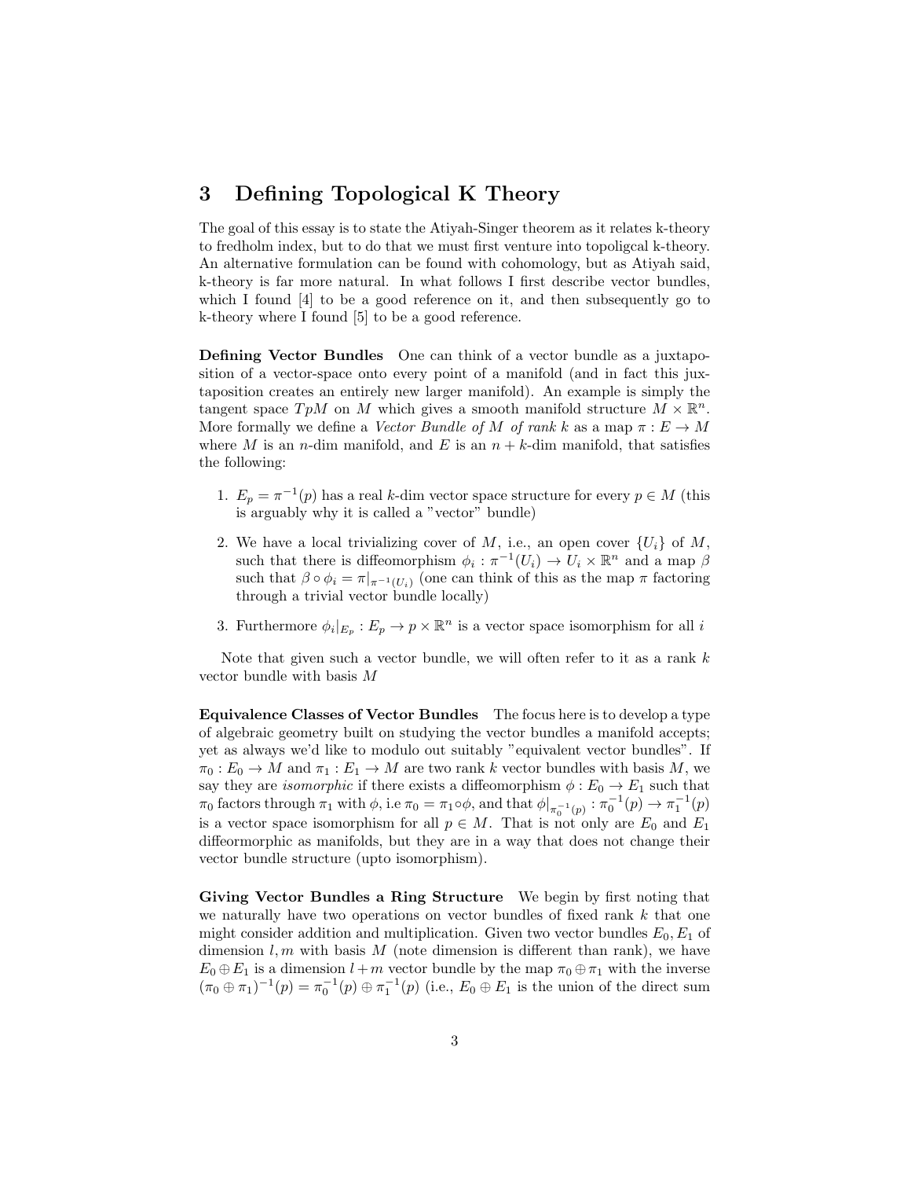## 3 Defining Topological K Theory

The goal of this essay is to state the Atiyah-Singer theorem as it relates k-theory to fredholm index, but to do that we must first venture into topoligcal k-theory. An alternative formulation can be found with cohomology, but as Atiyah said, k-theory is far more natural. In what follows I first describe vector bundles, which I found [4] to be a good reference on it, and then subsequently go to k-theory where I found [5] to be a good reference.

**Defining Vector Bundles** One can think of a vector bundle as a juxtaposition of a vector-space onto every point of a manifold (and in fact this juxtaposition creates an entirely new larger manifold). An example is simply the tangent space $TpM$ on $M$ which gives a smooth manifold structure $M \times \mathbb{R}^n$. More formally we define a *Vector Bundle of $M$ of rank $k$* as a map $\pi : E \to M$ where $M$ is an $n$-dim manifold, and $E$ is an $n+k$-dim manifold, that satisfies the following:

1. $E_p = \pi^{-1}(p)$ has a real $k$-dim vector space structure for every $p \in M$ (this is arguably why it is called a "vector" bundle)
2. We have a local trivializing cover of $M$, i.e., an open cover $\{U_i\}$ of $M$, such that there is diffeomorphism $\phi_i : \pi^{-1}(U_i) \to U_i \times \mathbb{R}^n$ and a map $\beta$ such that $\beta \circ \phi_i = \pi|_{\pi^{-1}(U_i)}$ (one can think of this as the map $\pi$ factoring through a trivial vector bundle locally)
3. Furthermore $\phi_i|_{E_p} : E_p \to p \times \mathbb{R}^n$ is a vector space isomorphism for all $i$

Note that given such a vector bundle, we will often refer to it as a rank $k$ vector bundle with basis $M$

**Equivalence Classes of Vector Bundles** The focus here is to develop a type of algebraic geometry built on studying the vector bundles a manifold accepts; yet as always we'd like to modulo out suitably "equivalent vector bundles". If $\pi_0 : E_0 \to M$ and $\pi_1 : E_1 \to M$ are two rank $k$ vector bundles with basis $M$, we say they are *isomorphic* if there exists a diffeomorphism $\phi : E_0 \to E_1$ such that $\pi_0$ factors through $\pi_1$ with $\phi$, i.e $\pi_0 = \pi_1 \circ \phi$, and that $\phi|_{\pi_0^{-1}(p)} : \pi_0^{-1}(p) \to \pi_1^{-1}(p)$ is a vector space isomorphism for all $p \in M$. That is not only are $E_0$ and $E_1$ diffeormorphic as manifolds, but they are in a way that does not change their vector bundle structure (upto isomorphism).

**Giving Vector Bundles a Ring Structure** We begin by first noting that we naturally have two operations on vector bundles of fixed rank $k$ that one might consider addition and multiplication. Given two vector bundles $E_0, E_1$ of dimension $l, m$ with basis $M$ (note dimension is different than rank), we have $E_0 \oplus E_1$ is a dimension $l+m$ vector bundle by the map $\pi_0 \oplus \pi_1$ with the inverse $(\pi_0 \oplus \pi_1)^{-1}(p) = \pi_0^{-1}(p) \oplus \pi_1^{-1}(p)$ (i.e., $E_0 \oplus E_1$ is the union of the direct sum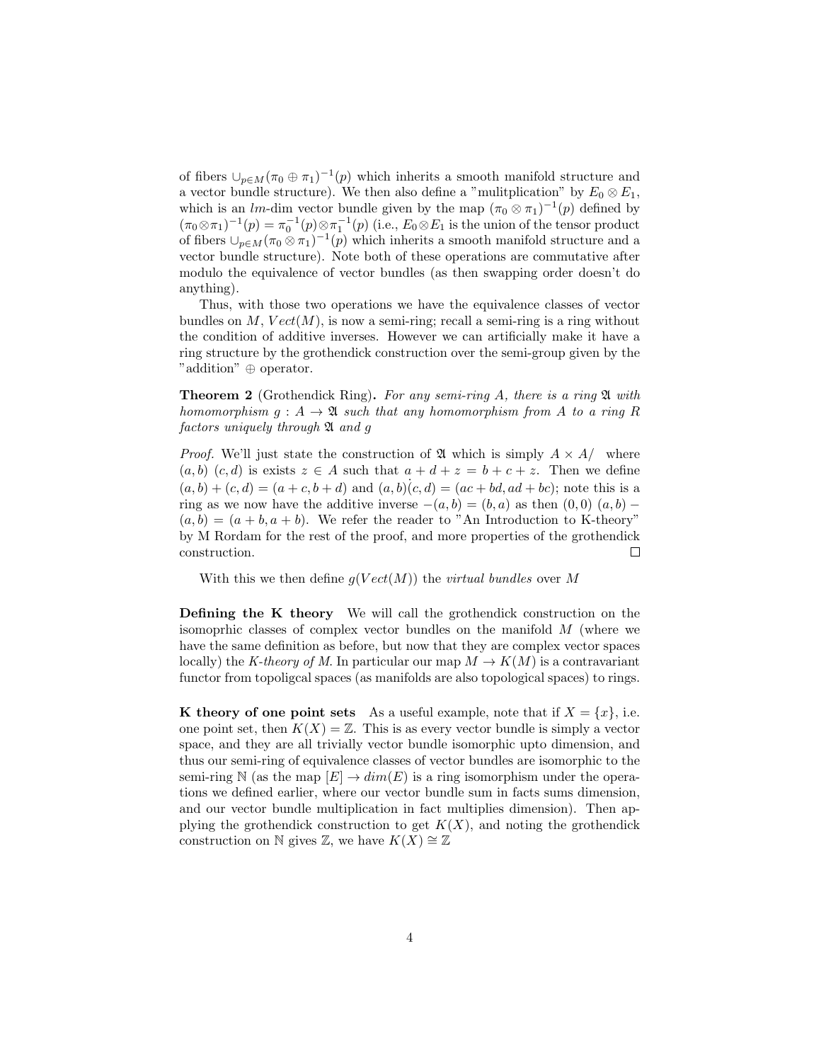of fibers $\cup_{p\in M}(\pi_0 \oplus \pi_1)^{-1}(p)$ which inherits a smooth manifold structure and a vector bundle structure). We then also define a "mulitplication" by $E_0 \otimes E_1$, which is an $lm$-dim vector bundle given by the map $(\pi_0 \otimes \pi_1)^{-1}(p)$ defined by $(\pi_0 \otimes \pi_1)^{-1}(p) = \pi_0^{-1}(p) \otimes \pi_1^{-1}(p)$ (i.e., $E_0 \otimes E_1$ is the union of the tensor product of fibers $\cup_{p\in M}(\pi_0 \otimes \pi_1)^{-1}(p)$ which inherits a smooth manifold structure and a vector bundle structure). Note both of these operations are commutative after modulo the equivalence of vector bundles (as then swapping order doesn't do anything).

Thus, with those two operations we have the equivalence classes of vector bundles on $M$, $Vect(M)$, is now a semi-ring; recall a semi-ring is a ring without the condition of additive inverses. However we can artificially make it have a ring structure by the grothendick construction over the semi-group given by the "addition" $\oplus$ operator.

**Theorem 2** (Grothendick Ring)**.** *For any semi-ring $A$, there is a ring $\mathfrak{A}$ with homomorphism $g : A \to \mathfrak{A}$ such that any homomorphism from $A$ to a ring $R$ factors uniquely through $\mathfrak{A}$ and $g$*

*Proof.* We'll just state the construction of $\mathfrak{A}$ which is simply $A \times A/$ where $(a, b)$ $(c, d)$ is exists $z \in A$ such that $a + d + z = b + c + z$. Then we define $(a, b) + (c, d) = (a + c, b + d)$ and $(a, b)\dot{(}c, d) = (ac + bd, ad + bc)$; note this is a ring as we now have the additive inverse $-(a, b) = (b, a)$ as then $(0, 0)$ $(a, b) - (a, b) = (a + b, a + b)$. We refer the reader to "An Introduction to K-theory" by M Rordam for the rest of the proof, and more properties of the grothendick construction. ∎

With this we then define $g(Vect(M))$ the *virtual bundles* over $M$

**Defining the K theory** We will call the grothendick construction on the isomoprhic classes of complex vector bundles on the manifold $M$ (where we have the same definition as before, but now that they are complex vector spaces locally) the *K-theory of M*. In particular our map $M \to K(M)$ is a contravariant functor from topoligcal spaces (as manifolds are also topological spaces) to rings.

**K theory of one point sets** As a useful example, note that if $X = \{x\}$, i.e. one point set, then $K(X) = \mathbb{Z}$. This is as every vector bundle is simply a vector space, and they are all trivially vector bundle isomorphic upto dimension, and thus our semi-ring of equivalence classes of vector bundles are isomorphic to the semi-ring $\mathbb{N}$ (as the map $[E] \to dim(E)$ is a ring isomorphism under the operations we defined earlier, where our vector bundle sum in facts sums dimension, and our vector bundle multiplication in fact multiplies dimension). Then applying the grothendick construction to get $K(X)$, and noting the grothendick construction on $\mathbb{N}$ gives $\mathbb{Z}$, we have $K(X) \cong \mathbb{Z}$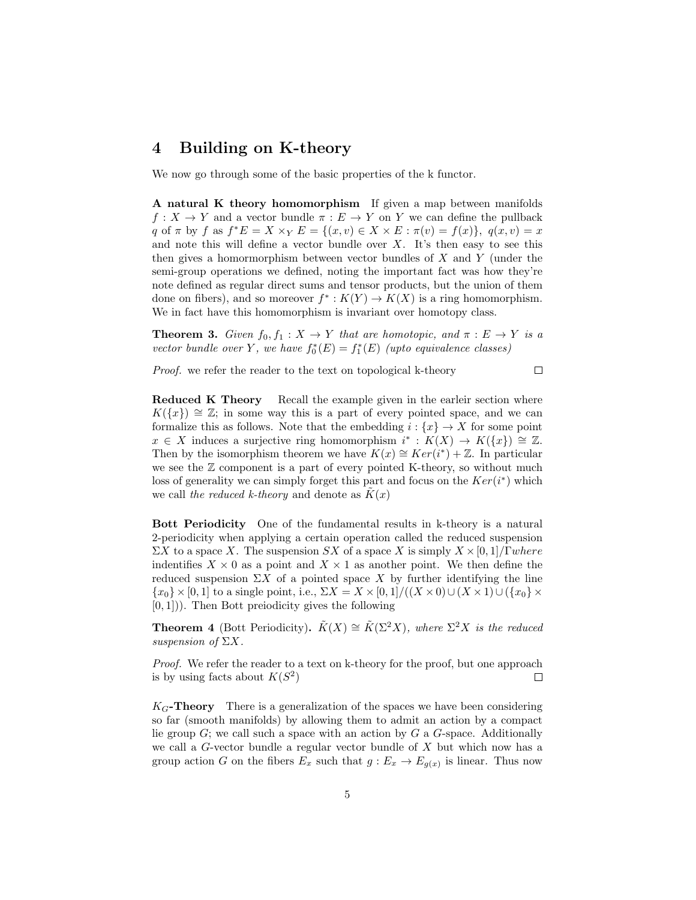# 4 Building on K-theory

We now go through some of the basic properties of the k functor.

**A natural K theory homomorphism** If given a map between manifolds $f : X \to Y$ and a vector bundle $\pi : E \to Y$ on $Y$ we can define the pullback $q$ of $\pi$ by $f$ as $f^*E = X \times_Y E = \{(x, v) \in X \times E : \pi(v) = f(x)\}$, $q(x, v) = x$ and note this will define a vector bundle over $X$. It's then easy to see this then gives a homormorphism between vector bundles of $X$ and $Y$ (under the semi-group operations we defined, noting the important fact was how they're note defined as regular direct sums and tensor products, but the union of them done on fibers), and so moreover $f^* : K(Y) \to K(X)$ is a ring homomorphism. We in fact have this homomorphism is invariant over homotopy class.

**Theorem 3.** *Given $f_0, f_1 : X \to Y$ that are homotopic, and $\pi : E \to Y$ is a vector bundle over $Y$, we have $f_0^*(E) = f_1^*(E)$ (upto equivalence classes)*

*Proof.* we refer the reader to the text on topological k-theory □

**Reduced K Theory** Recall the example given in the earleir section where $K(\{x\}) \cong \mathbb{Z}$; in some way this is a part of every pointed space, and we can formalize this as follows. Note that the embedding $i : \{x\} \to X$ for some point $x \in X$ induces a surjective ring homomorphism $i^* : K(X) \to K(\{x\}) \cong \mathbb{Z}$. Then by the isomorphism theorem we have $K(x) \cong Ker(i^*) + \mathbb{Z}$. In particular we see the $\mathbb{Z}$ component is a part of every pointed K-theory, so without much loss of generality we can simply forget this part and focus on the $Ker(i^*)$ which we call *the reduced k-theory* and denote as $\tilde{K}(x)$

**Bott Periodicity** One of the fundamental results in k-theory is a natural 2-periodicity when applying a certain operation called the reduced suspension $\Sigma X$ to a space $X$. The suspension $SX$ of a space $X$ is simply $X \times [0, 1]/\Gamma where$ indentifies $X \times 0$ as a point and $X \times 1$ as another point. We then define the reduced suspension $\Sigma X$ of a pointed space $X$ by further identifying the line $\{x_0\} \times [0, 1]$ to a single point, i.e., $\Sigma X = X \times [0, 1]/((X \times 0) \cup (X \times 1) \cup (\{x_0\} \times [0, 1]))$. Then Bott preiodicity gives the following

**Theorem 4** (Bott Periodicity)**.** *$\tilde{K}(X) \cong \tilde{K}(\Sigma^2 X)$, where $\Sigma^2 X$ is the reduced suspension of $\Sigma X$.*

*Proof.* We refer the reader to a text on k-theory for the proof, but one approach is by using facts about $K(S^2)$ □

**$K_G$-Theory** There is a generalization of the spaces we have been considering so far (smooth manifolds) by allowing them to admit an action by a compact lie group $G$; we call such a space with an action by $G$ a $G$-space. Additionally we call a $G$-vector bundle a regular vector bundle of $X$ but which now has a group action $G$ on the fibers $E_x$ such that $g : E_x \to E_{g(x)}$ is linear. Thus now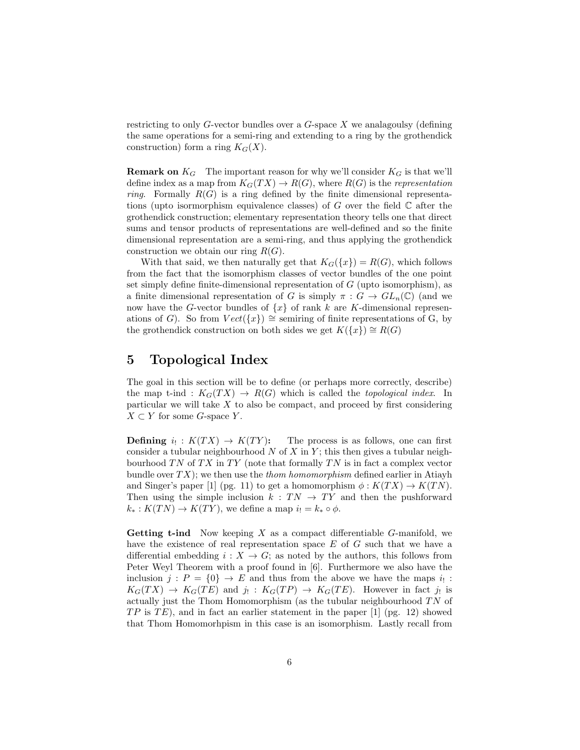restricting to only $G$-vector bundles over a $G$-space $X$ we analagoulsy (defining the same operations for a semi-ring and extending to a ring by the grothendick construction) form a ring $K_G(X)$.

**Remark on $K_G$** The important reason for why we'll consider $K_G$ is that we'll define index as a map from $K_G(TX) \to R(G)$, where $R(G)$ is the *representation ring*. Formally $R(G)$ is a ring defined by the finite dimensional representations (upto isormorphism equivalence classes) of $G$ over the field $\mathbb{C}$ after the grothendick construction; elementary representation theory tells one that direct sums and tensor products of representations are well-defined and so the finite dimensional representation are a semi-ring, and thus applying the grothendick construction we obtain our ring $R(G)$.

With that said, we then naturally get that $K_G(\{x\}) = R(G)$, which follows from the fact that the isomorphism classes of vector bundles of the one point set simply define finite-dimensional representation of $G$ (upto isomorphism), as a finite dimensional representation of $G$ is simply $\pi : G \to GL_n(\mathbb{C})$ (and we now have the $G$-vector bundles of $\{x\}$ of rank $k$ are $K$-dimensional representations of $G$). So from $Vect(\{x\}) \cong$ semiring of finite representations of G, by the grothendick construction on both sides we get $K(\{x\}) \cong R(G)$

# 5 Topological Index

The goal in this section will be to define (or perhaps more correctly, describe) the map t-ind : $K_G(TX) \to R(G)$ which is called the *topological index*. In particular we will take $X$ to also be compact, and proceed by first considering $X \subset Y$ for some $G$-space $Y$.

**Defining $i_! : K(TX) \to K(TY)$:** The process is as follows, one can first consider a tubular neighbourhood $N$ of $X$ in $Y$; this then gives a tubular neighbourhood $TN$ of $TX$ in $TY$ (note that formally $TN$ is in fact a complex vector bundle over $TX$); we then use the *thom homomorphism* defined earlier in Atiayh and Singer's paper [1] (pg. 11) to get a homomorphism $\phi : K(TX) \to K(TN)$. Then using the simple inclusion $k : TN \to TY$ and then the pushforward $k_* : K(TN) \to K(TY)$, we define a map $i_! = k_* \circ \phi$.

**Getting t-ind** Now keeping $X$ as a compact differentiable $G$-manifold, we have the existence of real representation space $E$ of $G$ such that we have a differential embedding $i : X \to G$; as noted by the authors, this follows from Peter Weyl Theorem with a proof found in [6]. Furthermore we also have the inclusion $j : P = \{0\} \to E$ and thus from the above we have the maps $i_! : K_G(TX) \to K_G(TE)$ and $j_! : K_G(TP) \to K_G(TE)$. However in fact $j_!$ is actually just the Thom Homomorphism (as the tubular neighbourhood $TN$ of $TP$ is $TE$), and in fact an earlier statement in the paper [1] (pg. 12) showed that Thom Homomorhpism in this case is an isomorphism. Lastly recall from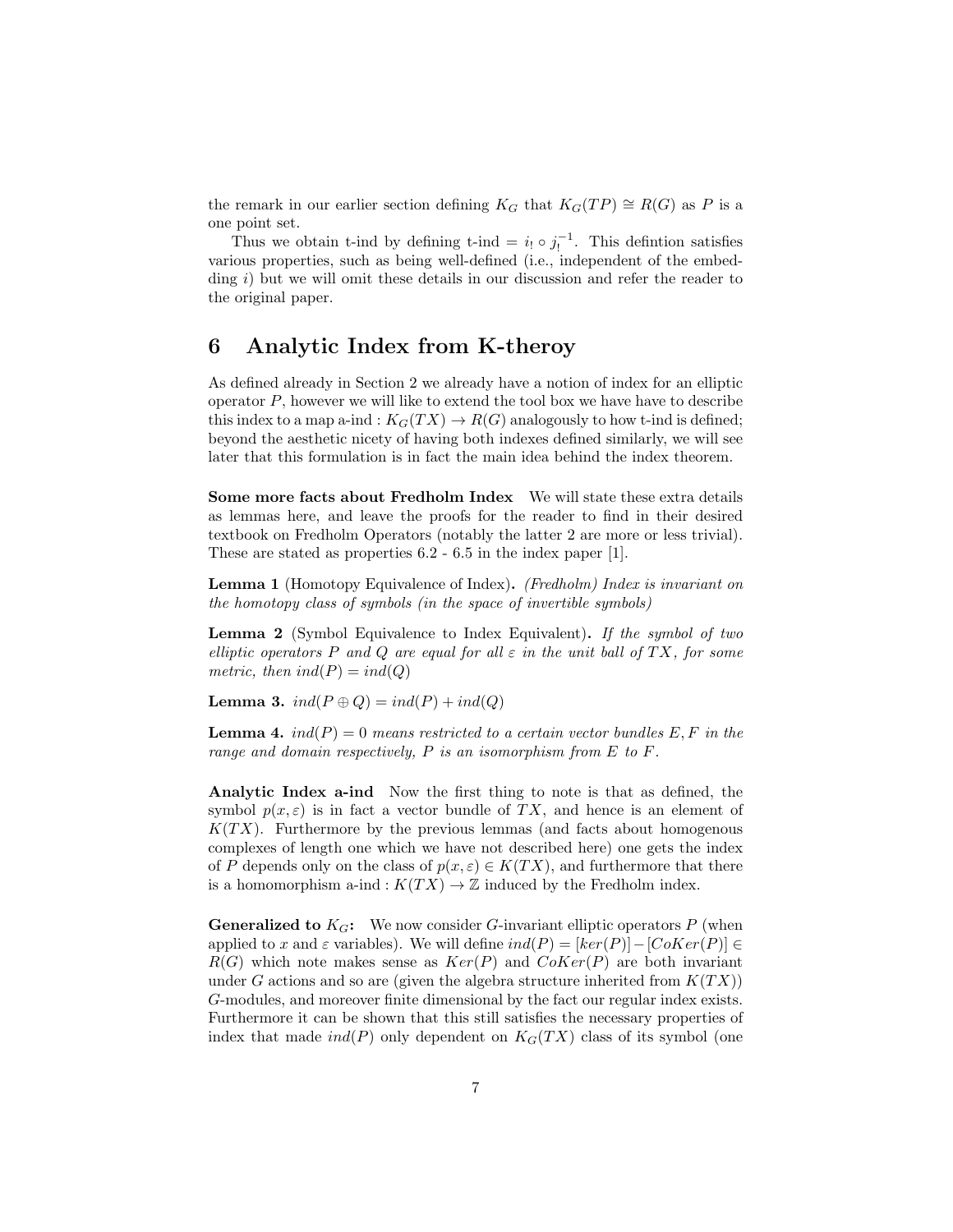the remark in our earlier section defining $K_G$ that $K_G(TP) \cong R(G)$ as $P$ is a one point set.

Thus we obtain t-ind by defining t-ind $= i_! \circ j_!^{-1}$. This defintion satisfies various properties, such as being well-defined (i.e., independent of the embedding $i$) but we will omit these details in our discussion and refer the reader to the original paper.

## 6 Analytic Index from K-theroy

As defined already in Section 2 we already have a notion of index for an elliptic operator $P$, however we will like to extend the tool box we have have to describe this index to a map a-ind : $K_G(TX) \to R(G)$ analogously to how t-ind is defined; beyond the aesthetic nicety of having both indexes defined similarly, we will see later that this formulation is in fact the main idea behind the index theorem.

**Some more facts about Fredholm Index** We will state these extra details as lemmas here, and leave the proofs for the reader to find in their desired textbook on Fredholm Operators (notably the latter 2 are more or less trivial). These are stated as properties 6.2 - 6.5 in the index paper [1].

**Lemma 1** (Homotopy Equivalence of Index)**.** *(Fredholm) Index is invariant on the homotopy class of symbols (in the space of invertible symbols)*

**Lemma 2** (Symbol Equivalence to Index Equivalent)**.** *If the symbol of two elliptic operators $P$ and $Q$ are equal for all $\varepsilon$ in the unit ball of $TX$, for some metric, then $ind(P) = ind(Q)$*

**Lemma 3.** *$ind(P \oplus Q) = ind(P) + ind(Q)$*

**Lemma 4.** *$ind(P) = 0$ means restricted to a certain vector bundles $E, F$ in the range and domain respectively, $P$ is an isomorphism from $E$ to $F$.*

**Analytic Index a-ind** Now the first thing to note is that as defined, the symbol $p(x, \varepsilon)$ is in fact a vector bundle of $TX$, and hence is an element of $K(TX)$. Furthermore by the previous lemmas (and facts about homogenous complexes of length one which we have not described here) one gets the index of $P$ depends only on the class of $p(x, \varepsilon) \in K(TX)$, and furthermore that there is a homomorphism a-ind : $K(TX) \to \mathbb{Z}$ induced by the Fredholm index.

**Generalized to $K_G$:** We now consider $G$-invariant elliptic operators $P$ (when applied to $x$ and $\varepsilon$ variables). We will define $ind(P) = [ker(P)] - [CoKer(P)] \in R(G)$ which note makes sense as $Ker(P)$ and $CoKer(P)$ are both invariant under $G$ actions and so are (given the algebra structure inherited from $K(TX)$) $G$-modules, and moreover finite dimensional by the fact our regular index exists. Furthermore it can be shown that this still satisfies the necessary properties of index that made $ind(P)$ only dependent on $K_G(TX)$ class of its symbol (one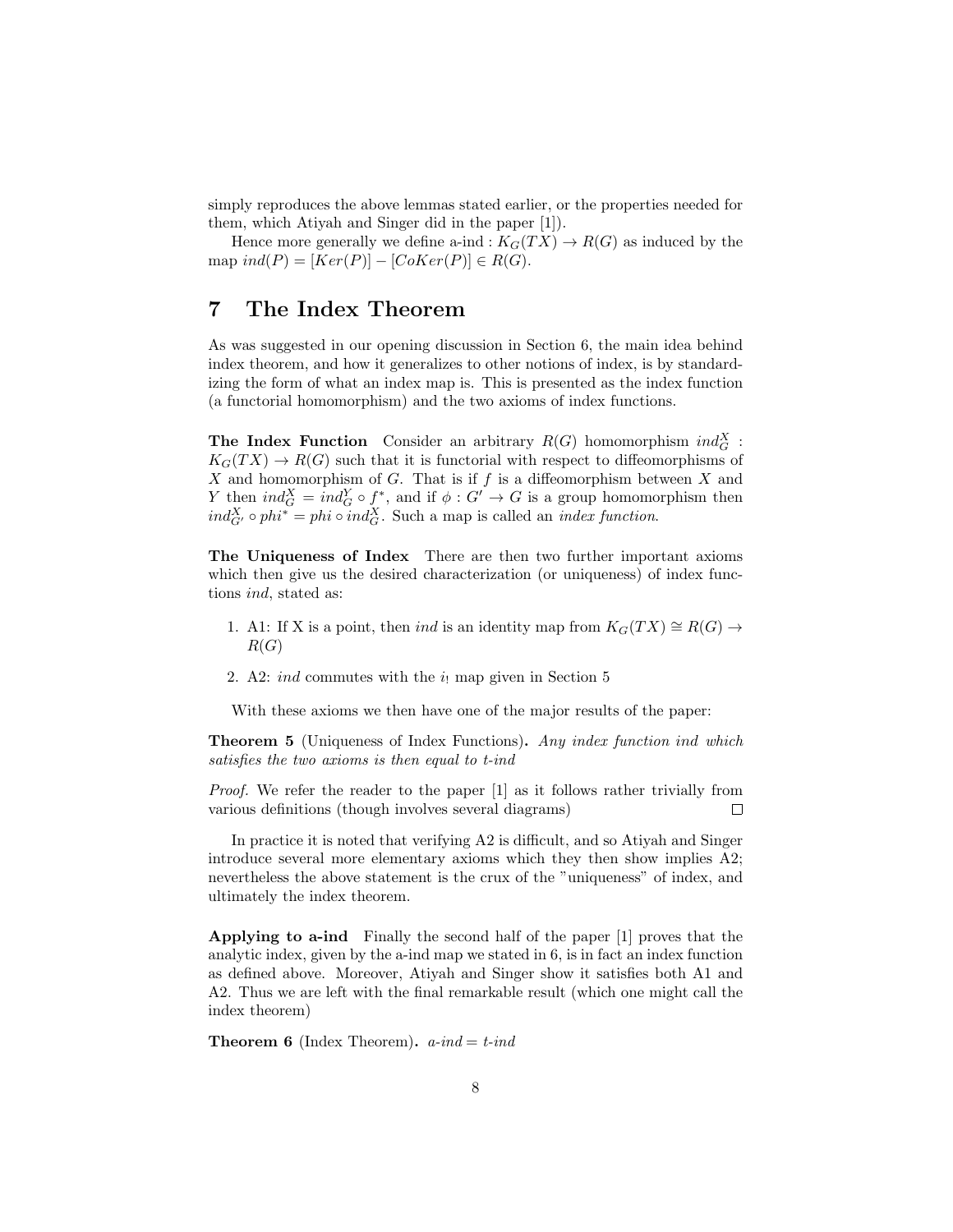simply reproduces the above lemmas stated earlier, or the properties needed for them, which Atiyah and Singer did in the paper [1]).

Hence more generally we define a-ind : $K_G(TX) \to R(G)$ as induced by the map $ind(P) = [Ker(P)] - [CoKer(P)] \in R(G)$.

# 7 The Index Theorem

As was suggested in our opening discussion in Section 6, the main idea behind index theorem, and how it generalizes to other notions of index, is by standardizing the form of what an index map is. This is presented as the index function (a functorial homomorphism) and the two axioms of index functions.

**The Index Function** Consider an arbitrary $R(G)$ homomorphism $ind_G^X : K_G(TX) \to R(G)$ such that it is functorial with respect to diffeomorphisms of $X$ and homomorphism of $G$. That is if $f$ is a diffeomorphism between $X$ and $Y$ then $ind_G^X = ind_G^Y \circ f^*$, and if $\phi : G' \to G$ is a group homomorphism then $ind_{G'}^X \circ phi^* = phi \circ ind_G^X$. Such a map is called an *index function*.

**The Uniqueness of Index** There are then two further important axioms which then give us the desired characterization (or uniqueness) of index functions *ind*, stated as:

1. A1: If X is a point, then *ind* is an identity map from $K_G(TX) \cong R(G) \to R(G)$
2. A2: *ind* commutes with the $i_!$ map given in Section 5

With these axioms we then have one of the major results of the paper:

**Theorem 5** (Uniqueness of Index Functions)**.** *Any index function ind which satisfies the two axioms is then equal to t-ind*

*Proof.* We refer the reader to the paper [1] as it follows rather trivially from various definitions (though involves several diagrams) ∎

In practice it is noted that verifying A2 is difficult, and so Atiyah and Singer introduce several more elementary axioms which they then show implies A2; nevertheless the above statement is the crux of the "uniqueness" of index, and ultimately the index theorem.

**Applying to a-ind** Finally the second half of the paper [1] proves that the analytic index, given by the a-ind map we stated in 6, is in fact an index function as defined above. Moreover, Atiyah and Singer show it satisfies both A1 and A2. Thus we are left with the final remarkable result (which one might call the index theorem)

**Theorem 6** (Index Theorem)**.** *a-ind = t-ind*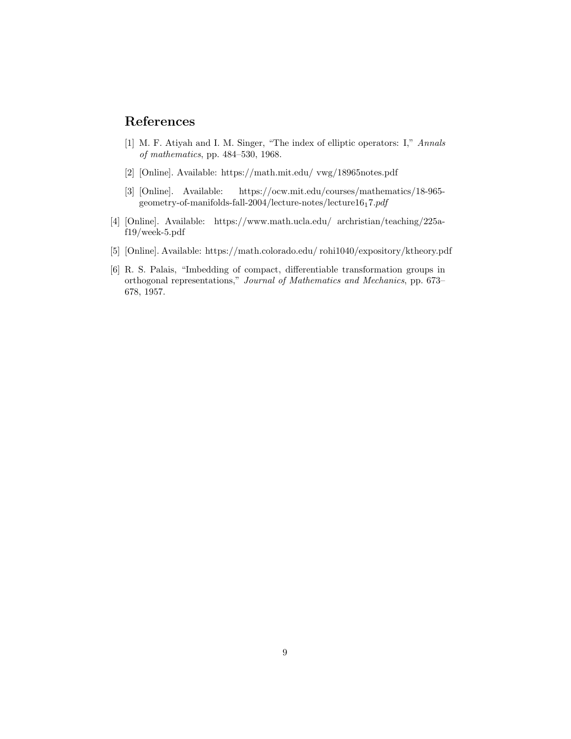## References

[1] M. F. Atiyah and I. M. Singer, "The index of elliptic operators: I," *Annals of mathematics*, pp. 484–530, 1968.

[2] [Online]. Available: https://math.mit.edu/ vwg/18965notes.pdf

[3] [Online]. Available: https://ocw.mit.edu/courses/mathematics/18-965-geometry-of-manifolds-fall-2004/lecture-notes/lecture16$_1$7*.pdf*

[4] [Online]. Available: https://www.math.ucla.edu/ archristian/teaching/225a-f19/week-5.pdf

[5] [Online]. Available: https://math.colorado.edu/ rohi1040/expository/ktheory.pdf

[6] R. S. Palais, "Imbedding of compact, differentiable transformation groups in orthogonal representations," *Journal of Mathematics and Mechanics*, pp. 673–678, 1957.